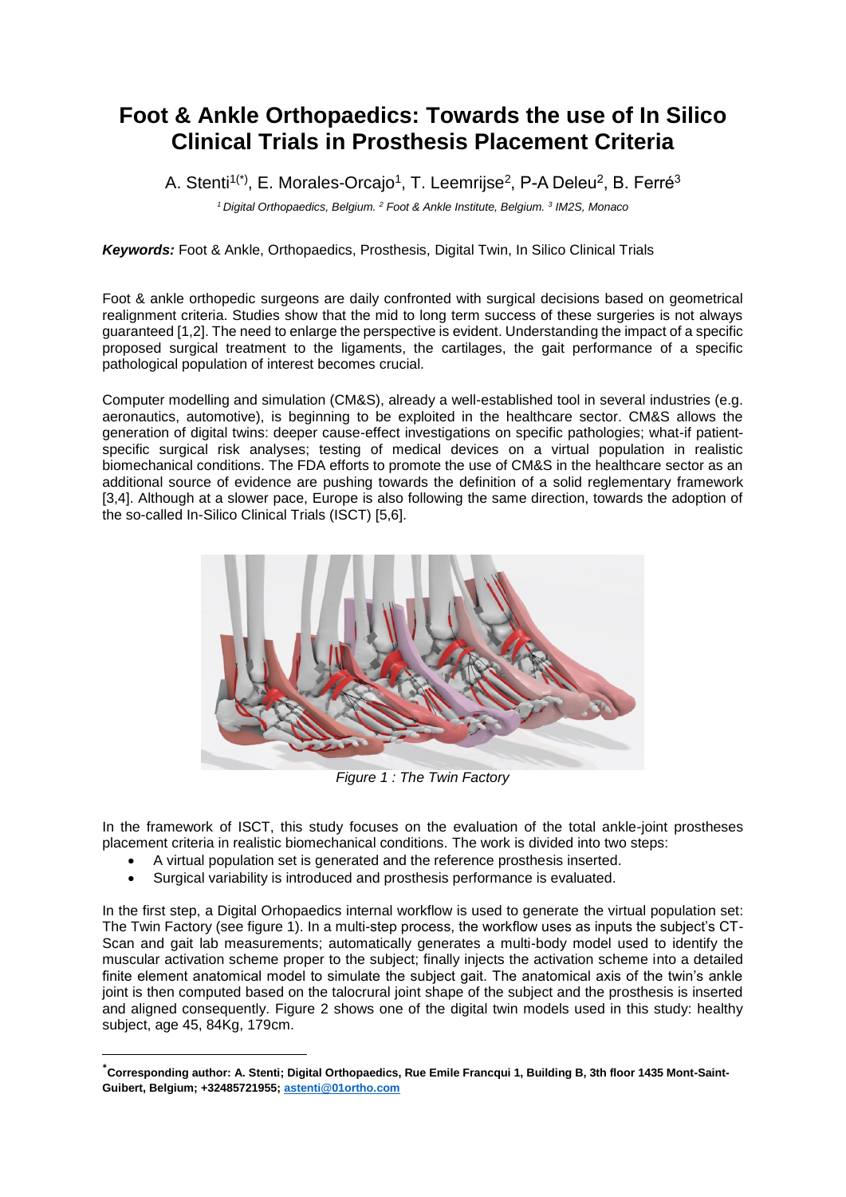# Foot & Ankle Orthopaedics: Towards the use of In Silico Clinical Trials in Prosthesis Placement Criteria

A. Stenti[1(*)], E. Morales-Orcajo[1], T. Leemrijse[2], P-A Deleu[2], B. Ferré[3]

*[1] Digital Orthopaedics, Belgium. [2] Foot & Ankle Institute, Belgium. [3] IM2S, Monaco*

***Keywords:*** Foot & Ankle, Orthopaedics, Prosthesis, Digital Twin, In Silico Clinical Trials

Foot & ankle orthopedic surgeons are daily confronted with surgical decisions based on geometrical realignment criteria. Studies show that the mid to long term success of these surgeries is not always guaranteed [1,2]. The need to enlarge the perspective is evident. Understanding the impact of a specific proposed surgical treatment to the ligaments, the cartilages, the gait performance of a specific pathological population of interest becomes crucial.

Computer modelling and simulation (CM&S), already a well-established tool in several industries (e.g. aeronautics, automotive), is beginning to be exploited in the healthcare sector. CM&S allows the generation of digital twins: deeper cause-effect investigations on specific pathologies; what-if patient-specific surgical risk analyses; testing of medical devices on a virtual population in realistic biomechanical conditions. The FDA efforts to promote the use of CM&S in the healthcare sector as an additional source of evidence are pushing towards the definition of a solid reglementary framework [3,4]. Although at a slower pace, Europe is also following the same direction, towards the adoption of the so-called In-Silico Clinical Trials (ISCT) [5,6].

*Figure 1 : The Twin Factory*

In the framework of ISCT, this study focuses on the evaluation of the total ankle-joint prostheses placement criteria in realistic biomechanical conditions. The work is divided into two steps:

- A virtual population set is generated and the reference prosthesis inserted.
- Surgical variability is introduced and prosthesis performance is evaluated.

In the first step, a Digital Orhopaedics internal workflow is used to generate the virtual population set: The Twin Factory (see figure 1). In a multi-step process, the workflow uses as inputs the subject's CT-Scan and gait lab measurements; automatically generates a multi-body model used to identify the muscular activation scheme proper to the subject; finally injects the activation scheme into a detailed finite element anatomical model to simulate the subject gait. The anatomical axis of the twin's ankle joint is then computed based on the talocrural joint shape of the subject and the prosthesis is inserted and aligned consequently. Figure 2 shows one of the digital twin models used in this study: healthy subject, age 45, 84Kg, 179cm.

---

[*] **Corresponding author: A. Stenti; Digital Orthopaedics, Rue Emile Francqui 1, Building B, 3th floor 1435 Mont-Saint-Guibert, Belgium; +32485721955; astenti@01ortho.com**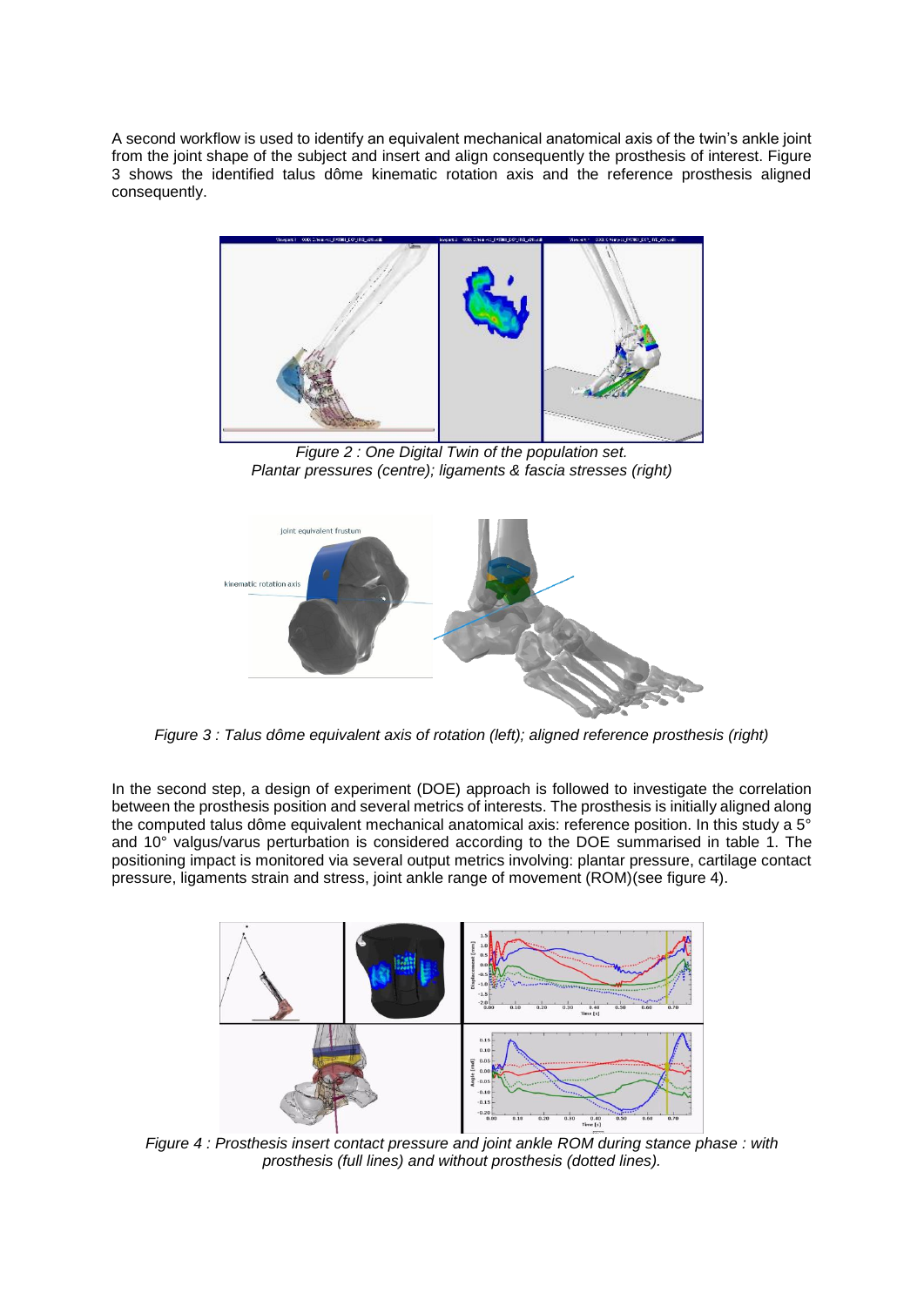A second workflow is used to identify an equivalent mechanical anatomical axis of the twin's ankle joint from the joint shape of the subject and insert and align consequently the prosthesis of interest. Figure 3 shows the identified talus dôme kinematic rotation axis and the reference prosthesis aligned consequently.

*Figure 2 : One Digital Twin of the population set.*
*Plantar pressures (centre); ligaments & fascia stresses (right)*

*Figure 3 : Talus dôme equivalent axis of rotation (left); aligned reference prosthesis (right)*

In the second step, a design of experiment (DOE) approach is followed to investigate the correlation between the prosthesis position and several metrics of interests. The prosthesis is initially aligned along the computed talus dôme equivalent mechanical anatomical axis: reference position. In this study a 5° and 10° valgus/varus perturbation is considered according to the DOE summarised in table 1. The positioning impact is monitored via several output metrics involving: plantar pressure, cartilage contact pressure, ligaments strain and stress, joint ankle range of movement (ROM)(see figure 4).

*Figure 4 : Prosthesis insert contact pressure and joint ankle ROM during stance phase : with prosthesis (full lines) and without prosthesis (dotted lines).*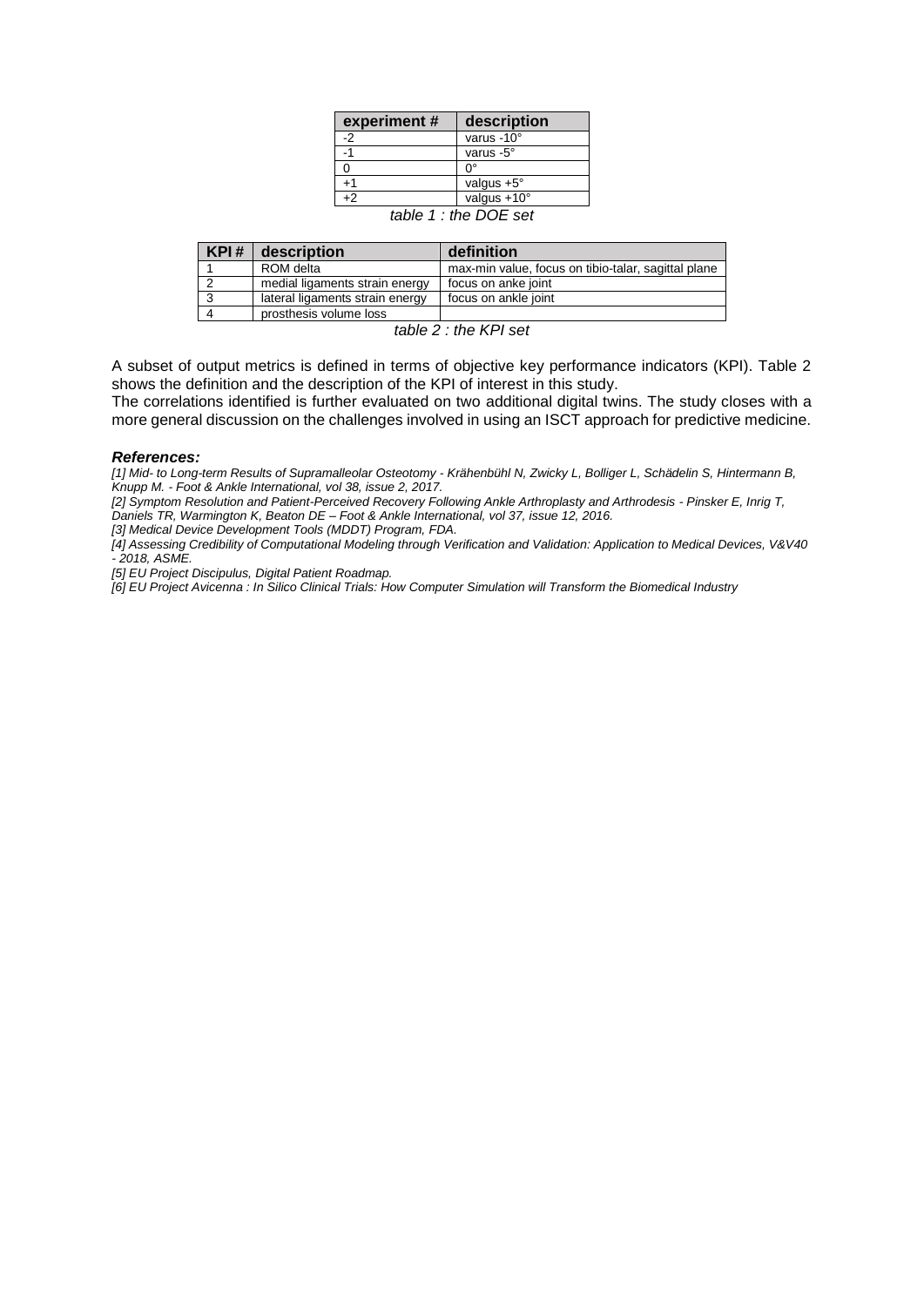| experiment # | description |
|---|---|
| -2 | varus -10° |
| -1 | varus -5° |
| 0 | 0° |
| +1 | valgus +5° |
| +2 | valgus +10° |

*table 1 : the DOE set*

| KPI # | description | definition |
|---|---|---|
| 1 | ROM delta | max-min value, focus on tibio-talar, sagittal plane |
| 2 | medial ligaments strain energy | focus on anke joint |
| 3 | lateral ligaments strain energy | focus on ankle joint |
| 4 | prosthesis volume loss | |

*table 2 : the KPI set*

A subset of output metrics is defined in terms of objective key performance indicators (KPI). Table 2 shows the definition and the description of the KPI of interest in this study.
The correlations identified is further evaluated on two additional digital twins. The study closes with a more general discussion on the challenges involved in using an ISCT approach for predictive medicine.

### *References:*

*[1] Mid- to Long-term Results of Supramalleolar Osteotomy - Krähenbühl N, Zwicky L, Bolliger L, Schädelin S, Hintermann B, Knupp M. - Foot & Ankle International, vol 38, issue 2, 2017.*
*[2] Symptom Resolution and Patient-Perceived Recovery Following Ankle Arthroplasty and Arthrodesis - Pinsker E, Inrig T, Daniels TR, Warmington K, Beaton DE – Foot & Ankle International, vol 37, issue 12, 2016.*
*[3] Medical Device Development Tools (MDDT) Program, FDA.*
*[4] Assessing Credibility of Computational Modeling through Verification and Validation: Application to Medical Devices, V&V40 - 2018, ASME.*
*[5] EU Project Discipulus, Digital Patient Roadmap.*
*[6] EU Project Avicenna : In Silico Clinical Trials: How Computer Simulation will Transform the Biomedical Industry*